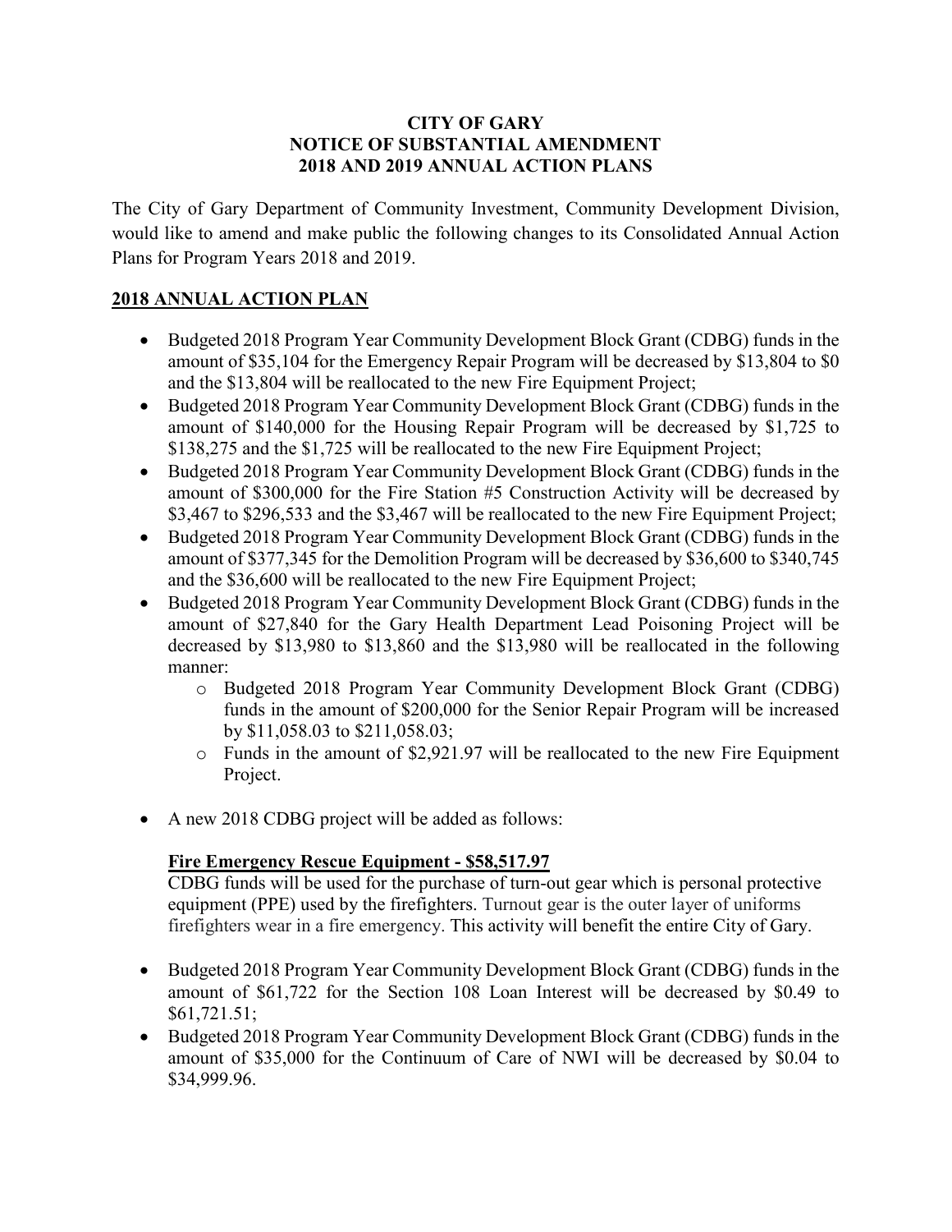**CITY OF GARY**
**NOTICE OF SUBSTANTIAL AMENDMENT**
**2018 AND 2019 ANNUAL ACTION PLANS**

The City of Gary Department of Community Investment, Community Development Division, would like to amend and make public the following changes to its Consolidated Annual Action Plans for Program Years 2018 and 2019.

**2018 ANNUAL ACTION PLAN**

- Budgeted 2018 Program Year Community Development Block Grant (CDBG) funds in the amount of $35,104 for the Emergency Repair Program will be decreased by $13,804 to $0 and the $13,804 will be reallocated to the new Fire Equipment Project;
- Budgeted 2018 Program Year Community Development Block Grant (CDBG) funds in the amount of $140,000 for the Housing Repair Program will be decreased by $1,725 to $138,275 and the $1,725 will be reallocated to the new Fire Equipment Project;
- Budgeted 2018 Program Year Community Development Block Grant (CDBG) funds in the amount of $300,000 for the Fire Station #5 Construction Activity will be decreased by $3,467 to $296,533 and the $3,467 will be reallocated to the new Fire Equipment Project;
- Budgeted 2018 Program Year Community Development Block Grant (CDBG) funds in the amount of $377,345 for the Demolition Program will be decreased by $36,600 to $340,745 and the $36,600 will be reallocated to the new Fire Equipment Project;
- Budgeted 2018 Program Year Community Development Block Grant (CDBG) funds in the amount of $27,840 for the Gary Health Department Lead Poisoning Project will be decreased by $13,980 to $13,860 and the $13,980 will be reallocated in the following manner:
  - Budgeted 2018 Program Year Community Development Block Grant (CDBG) funds in the amount of $200,000 for the Senior Repair Program will be increased by $11,058.03 to $211,058.03;
  - Funds in the amount of $2,921.97 will be reallocated to the new Fire Equipment Project.

- A new 2018 CDBG project will be added as follows:

  **Fire Emergency Rescue Equipment - $58,517.97**
  CDBG funds will be used for the purchase of turn-out gear which is personal protective equipment (PPE) used by the firefighters. Turnout gear is the outer layer of uniforms firefighters wear in a fire emergency. This activity will benefit the entire City of Gary.

- Budgeted 2018 Program Year Community Development Block Grant (CDBG) funds in the amount of $61,722 for the Section 108 Loan Interest will be decreased by $0.49 to $61,721.51;
- Budgeted 2018 Program Year Community Development Block Grant (CDBG) funds in the amount of $35,000 for the Continuum of Care of NWI will be decreased by $0.04 to $34,999.96.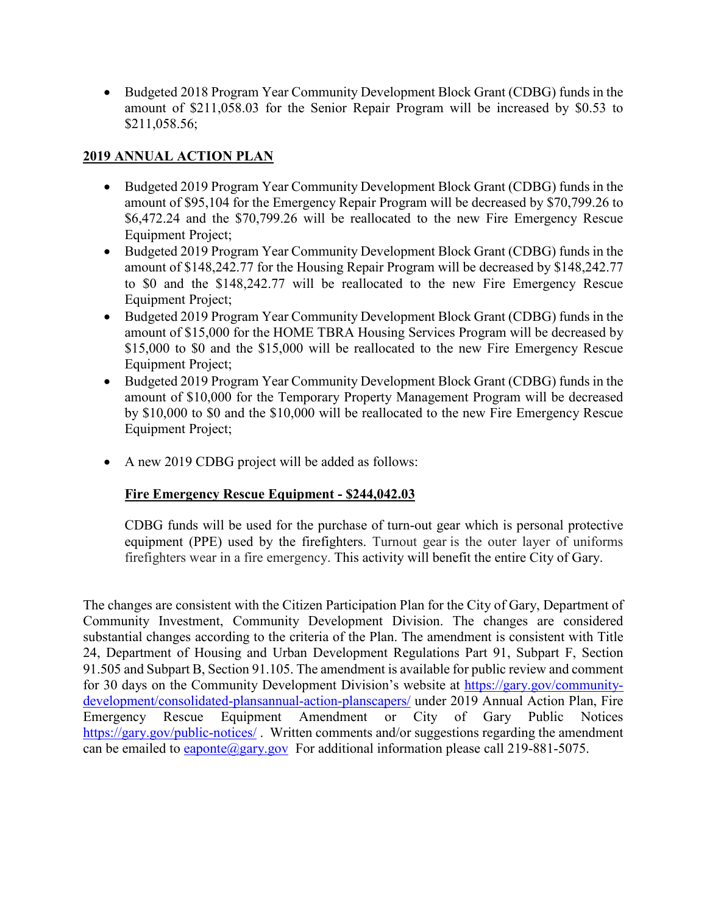- Budgeted 2018 Program Year Community Development Block Grant (CDBG) funds in the amount of $211,058.03 for the Senior Repair Program will be increased by $0.53 to $211,058.56;

**2019 ANNUAL ACTION PLAN**

- Budgeted 2019 Program Year Community Development Block Grant (CDBG) funds in the amount of $95,104 for the Emergency Repair Program will be decreased by $70,799.26 to $6,472.24 and the $70,799.26 will be reallocated to the new Fire Emergency Rescue Equipment Project;
- Budgeted 2019 Program Year Community Development Block Grant (CDBG) funds in the amount of $148,242.77 for the Housing Repair Program will be decreased by $148,242.77 to $0 and the $148,242.77 will be reallocated to the new Fire Emergency Rescue Equipment Project;
- Budgeted 2019 Program Year Community Development Block Grant (CDBG) funds in the amount of $15,000 for the HOME TBRA Housing Services Program will be decreased by $15,000 to $0 and the $15,000 will be reallocated to the new Fire Emergency Rescue Equipment Project;
- Budgeted 2019 Program Year Community Development Block Grant (CDBG) funds in the amount of $10,000 for the Temporary Property Management Program will be decreased by $10,000 to $0 and the $10,000 will be reallocated to the new Fire Emergency Rescue Equipment Project;

- A new 2019 CDBG project will be added as follows:

  **Fire Emergency Rescue Equipment - $244,042.03**

  CDBG funds will be used for the purchase of turn-out gear which is personal protective equipment (PPE) used by the firefighters. Turnout gear is the outer layer of uniforms firefighters wear in a fire emergency. This activity will benefit the entire City of Gary.

The changes are consistent with the Citizen Participation Plan for the City of Gary, Department of Community Investment, Community Development Division. The changes are considered substantial changes according to the criteria of the Plan. The amendment is consistent with Title 24, Department of Housing and Urban Development Regulations Part 91, Subpart F, Section 91.505 and Subpart B, Section 91.105. The amendment is available for public review and comment for 30 days on the Community Development Division's website at https://gary.gov/community-development/consolidated-plansannual-action-planscapers/ under 2019 Annual Action Plan, Fire Emergency Rescue Equipment Amendment or City of Gary Public Notices https://gary.gov/public-notices/ . Written comments and/or suggestions regarding the amendment can be emailed to eaponte@gary.gov For additional information please call 219-881-5075.